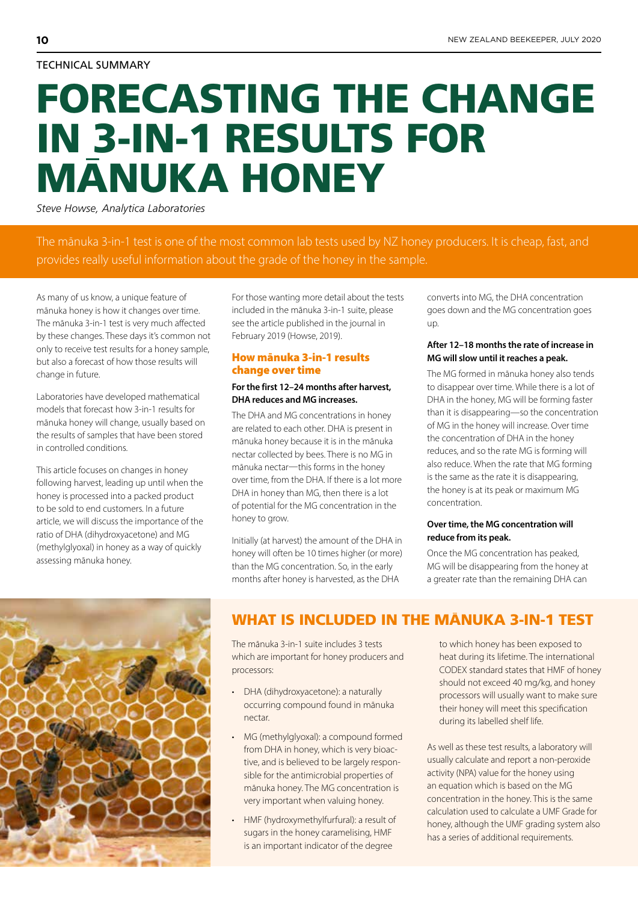TECHNICAL SUMMARY

# FORECASTING THE CHANGE IN 3-IN-1 RESULTS FOR MĀNUKA HONEY

*Steve Howse, Analytica Laboratories*

The mānuka 3-in-1 test is one of the most common lab tests used by NZ honey producers. It is cheap, fast, and provides really useful information about the grade of the honey in the sample.

As many of us know, a unique feature of mānuka honey is how it changes over time. The mānuka 3-in-1 test is very much affected by these changes. These days it's common not only to receive test results for a honey sample, but also a forecast of how those results will change in future.

Laboratories have developed mathematical models that forecast how 3-in-1 results for mānuka honey will change, usually based on the results of samples that have been stored in controlled conditions.

This article focuses on changes in honey following harvest, leading up until when the honey is processed into a packed product to be sold to end customers. In a future article, we will discuss the importance of the ratio of DHA (dihydroxyacetone) and MG (methylglyoxal) in honey as a way of quickly assessing mānuka honey.

For those wanting more detail about the tests included in the mānuka 3-in-1 suite, please see the article published in the journal in February 2019 (Howse, 2019).

## How mānuka 3-in-1 results change over time

**For the first 12–24 months after harvest, DHA reduces and MG increases.**

The DHA and MG concentrations in honey are related to each other. DHA is present in mānuka honey because it is in the mānuka nectar collected by bees. There is no MG in mānuka nectar—this forms in the honey over time, from the DHA. If there is a lot more DHA in honey than MG, then there is a lot of potential for the MG concentration in the honey to grow.

Initially (at harvest) the amount of the DHA in honey will often be 10 times higher (or more) than the MG concentration. So, in the early months after honey is harvested, as the DHA converts into MG, the DHA concentration goes down and the MG concentration goes up.

**After 12–18 months the rate of increase in MG will slow until it reaches a peak.**

The MG formed in mānuka honey also tends to disappear over time. While there is a lot of DHA in the honey, MG will be forming faster than it is disappearing—so the concentration of MG in the honey will increase. Over time the concentration of DHA in the honey reduces, and so the rate MG is forming will also reduce. When the rate that MG forming is the same as the rate it is disappearing, the honey is at its peak or maximum MG concentration.

**Over time, the MG concentration will reduce from its peak.**

Once the MG concentration has peaked, MG will be disappearing from the honey at a greater rate than the remaining DHA can

## WHAT IS INCLUDED IN THE MĀNUKA 3-IN-1 TEST

The mānuka 3-in-1 suite includes 3 tests which are important for honey producers and processors:

- DHA (dihydroxyacetone): a naturally occurring compound found in mānuka nectar.
- MG (methylglyoxal): a compound formed from DHA in honey, which is very bioactive, and is believed to be largely responsible for the antimicrobial properties of mānuka honey. The MG concentration is very important when valuing honey.
- HMF (hydroxymethylfurfural): a result of sugars in the honey caramelising, HMF is an important indicator of the degree to which honey has been exposed to heat during its lifetime. The international CODEX standard states that HMF of honey should not exceed 40 mg/kg, and honey processors will usually want to make sure their honey will meet this specification during its labelled shelf life.

As well as these test results, a laboratory will usually calculate and report a non-peroxide activity (NPA) value for the honey using an equation which is based on the MG concentration in the honey. This is the same calculation used to calculate a UMF Grade for honey, although the UMF grading system also has a series of additional requirements.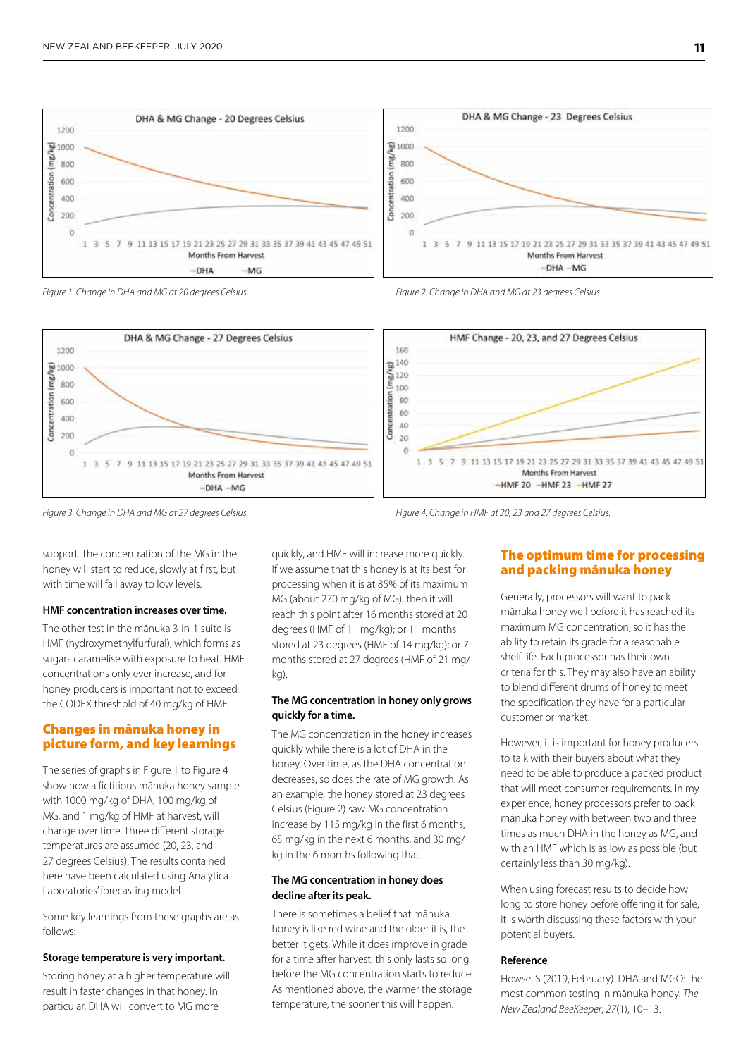DHA & MG Change - 20 Degrees Celsius

Concentration (mg/kg)

1200
1000
800
600
400
200
0

1 3 5 7 9 11 13 15 17 19 21 23 25 27 29 31 33 35 37 39 41 43 45 47 49 51

Months From Harvest

—DHA —MG

*Figure 1. Change in DHA and MG at 20 degrees Celsius.*

DHA & MG Change - 23 Degrees Celsius

Concentration (mg/kg)

1200
1000
800
600
400
200
0

1 3 5 7 9 11 13 15 17 19 21 23 25 27 29 31 33 35 37 39 41 43 45 47 49 51

Months From Harvest

—DHA —MG

*Figure 2. Change in DHA and MG at 23 degrees Celsius.*

DHA & MG Change - 27 Degrees Celsius

Concentration (mg/kg)

1200
1000
800
600
400
200
0

1 3 5 7 9 11 13 15 17 19 21 23 25 27 29 31 33 35 37 39 41 43 45 47 49 51

Months From Harvest

—DHA —MG

*Figure 3. Change in DHA and MG at 27 degrees Celsius.*

HMF Change - 20, 23, and 27 Degrees Celsius

Concentration (mg/kg)

160
140
120
100
80
60
40
20
0

1 3 5 7 9 11 13 15 17 19 21 23 25 27 29 31 33 35 37 39 41 43 45 47 49 51

Months From Harvest

—HMF 20 —HMF 23 —HMF 27

*Figure 4. Change in HMF at 20, 23 and 27 degrees Celsius.*

support. The concentration of the MG in the honey will start to reduce, slowly at first, but with time will fall away to low levels.

**HMF concentration increases over time.**

The other test in the mānuka 3-in-1 suite is HMF (hydroxymethylfurfural), which forms as sugars caramelise with exposure to heat. HMF concentrations only ever increase, and for honey producers is important not to exceed the CODEX threshold of 40 mg/kg of HMF.

## Changes in mānuka honey in picture form, and key learnings

The series of graphs in Figure 1 to Figure 4 show how a fictitious mānuka honey sample with 1000 mg/kg of DHA, 100 mg/kg of MG, and 1 mg/kg of HMF at harvest, will change over time. Three different storage temperatures are assumed (20, 23, and 27 degrees Celsius). The results contained here have been calculated using Analytica Laboratories' forecasting model.

Some key learnings from these graphs are as follows:

**Storage temperature is very important.**

Storing honey at a higher temperature will result in faster changes in that honey. In particular, DHA will convert to MG more quickly, and HMF will increase more quickly. If we assume that this honey is at its best for processing when it is at 85% of its maximum MG (about 270 mg/kg of MG), then it will reach this point after 16 months stored at 20 degrees (HMF of 11 mg/kg); or 11 months stored at 23 degrees (HMF of 14 mg/kg); or 7 months stored at 27 degrees (HMF of 21 mg/kg).

**The MG concentration in honey only grows quickly for a time.**

The MG concentration in the honey increases quickly while there is a lot of DHA in the honey. Over time, as the DHA concentration decreases, so does the rate of MG growth. As an example, the honey stored at 23 degrees Celsius (Figure 2) saw MG concentration increase by 115 mg/kg in the first 6 months, 65 mg/kg in the next 6 months, and 30 mg/kg in the 6 months following that.

**The MG concentration in honey does decline after its peak.**

There is sometimes a belief that mānuka honey is like red wine and the older it is, the better it gets. While it does improve in grade for a time after harvest, this only lasts so long before the MG concentration starts to reduce. As mentioned above, the warmer the storage temperature, the sooner this will happen.

## The optimum time for processing and packing mānuka honey

Generally, processors will want to pack mānuka honey well before it has reached its maximum MG concentration, so it has the ability to retain its grade for a reasonable shelf life. Each processor has their own criteria for this. They may also have an ability to blend different drums of honey to meet the specification they have for a particular customer or market.

However, it is important for honey producers to talk with their buyers about what they need to be able to produce a packed product that will meet consumer requirements. In my experience, honey processors prefer to pack mānuka honey with between two and three times as much DHA in the honey as MG, and with an HMF which is as low as possible (but certainly less than 30 mg/kg).

When using forecast results to decide how long to store honey before offering it for sale, it is worth discussing these factors with your potential buyers.

### Reference

Howse, S (2019, February). DHA and MGO: the most common testing in mānuka honey. *The New Zealand BeeKeeper*, *27*(1), 10–13.